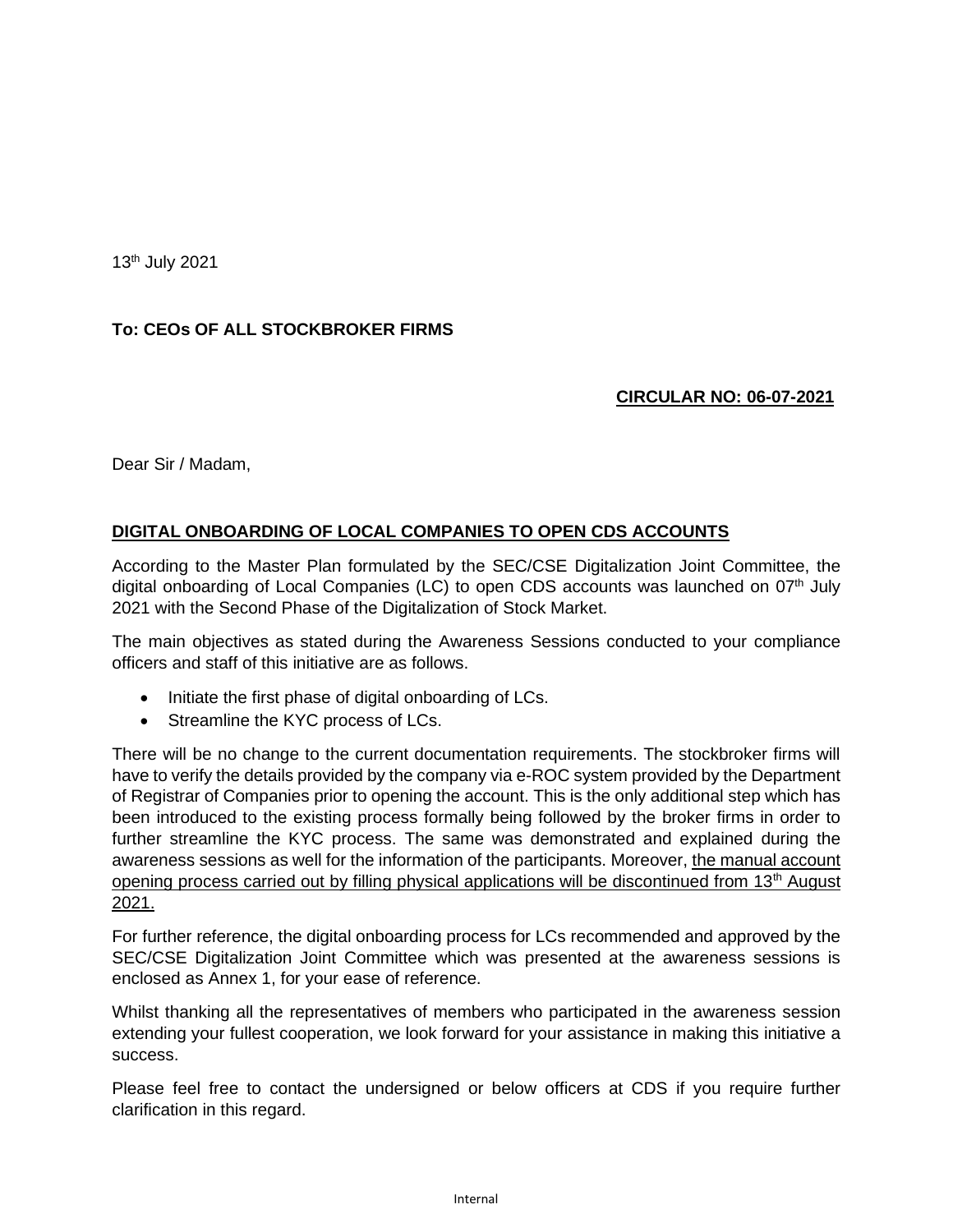13th July 2021

**To: CEOs OF ALL STOCKBROKER FIRMS**

**CIRCULAR NO: 06-07-2021**

Dear Sir / Madam,

## DIGITAL ONBOARDING OF LOCAL COMPANIES TO OPEN CDS ACCOUNTS

According to the Master Plan formulated by the SEC/CSE Digitalization Joint Committee, the digital onboarding of Local Companies (LC) to open CDS accounts was launched on 07th July 2021 with the Second Phase of the Digitalization of Stock Market.

The main objectives as stated during the Awareness Sessions conducted to your compliance officers and staff of this initiative are as follows.

- Initiate the first phase of digital onboarding of LCs.
- Streamline the KYC process of LCs.

There will be no change to the current documentation requirements. The stockbroker firms will have to verify the details provided by the company via e-ROC system provided by the Department of Registrar of Companies prior to opening the account. This is the only additional step which has been introduced to the existing process formally being followed by the broker firms in order to further streamline the KYC process. The same was demonstrated and explained during the awareness sessions as well for the information of the participants. Moreover, the manual account opening process carried out by filling physical applications will be discontinued from 13th August 2021.

For further reference, the digital onboarding process for LCs recommended and approved by the SEC/CSE Digitalization Joint Committee which was presented at the awareness sessions is enclosed as Annex 1, for your ease of reference.

Whilst thanking all the representatives of members who participated in the awareness session extending your fullest cooperation, we look forward for your assistance in making this initiative a success.

Please feel free to contact the undersigned or below officers at CDS if you require further clarification in this regard.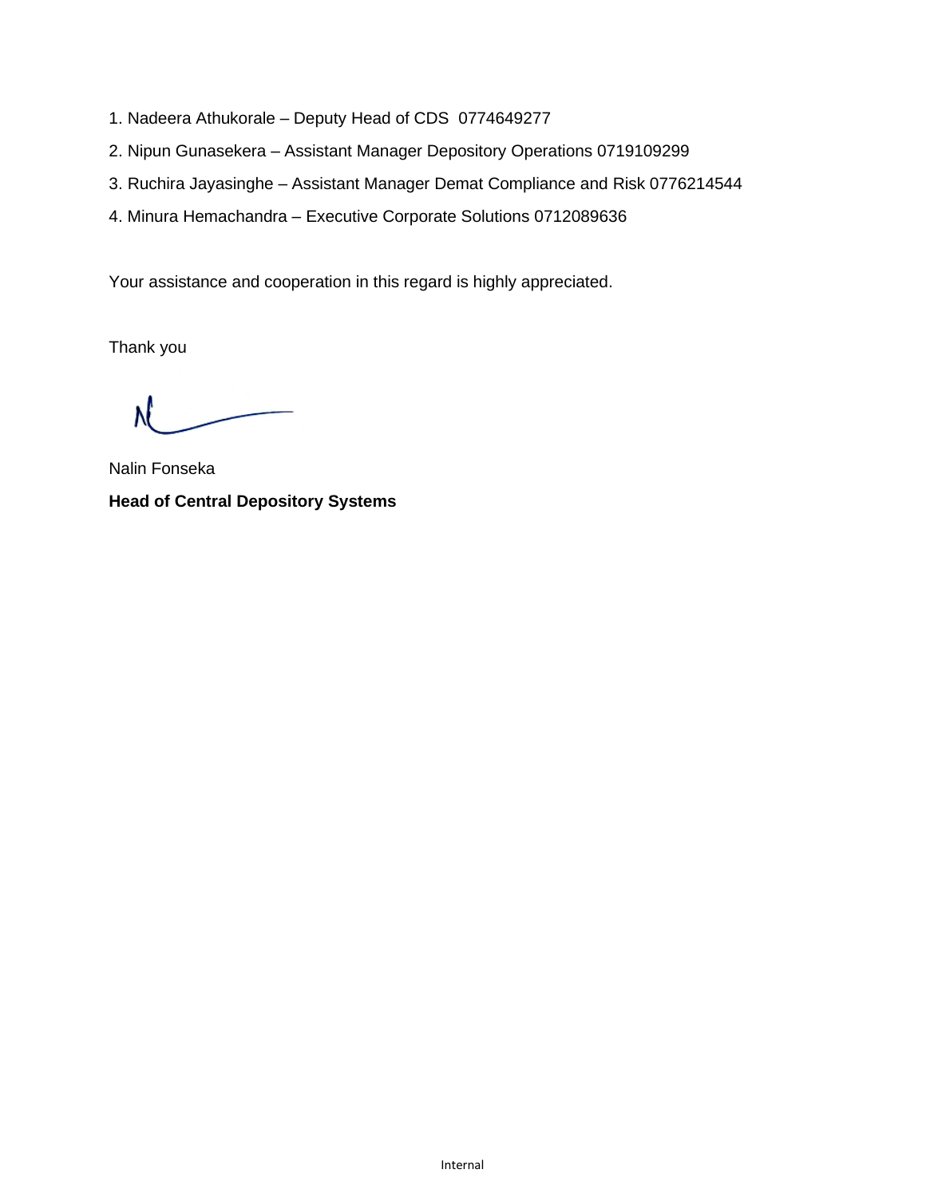1. Nadeera Athukorale – Deputy Head of CDS  0774649277
2. Nipun Gunasekera – Assistant Manager Depository Operations 0719109299
3. Ruchira Jayasinghe – Assistant Manager Demat Compliance and Risk 0776214544
4. Minura Hemachandra – Executive Corporate Solutions 0712089636

Your assistance and cooperation in this regard is highly appreciated.

Thank you

Nalin Fonseka

**Head of Central Depository Systems**

Internal